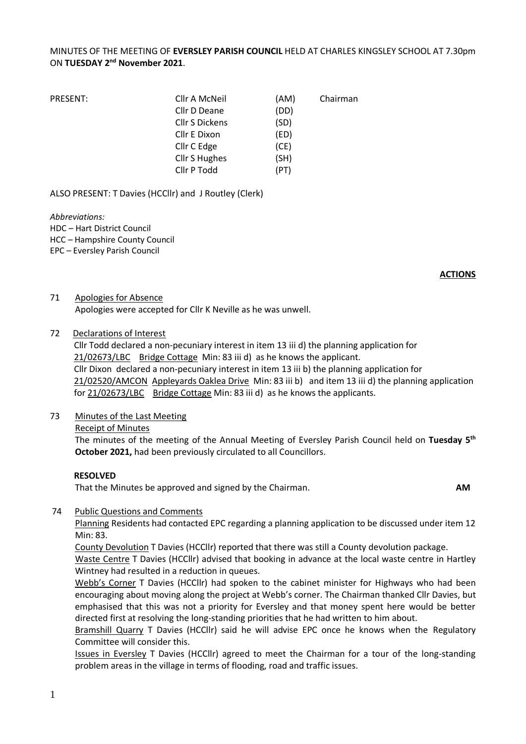MINUTES OF THE MEETING OF **EVERSLEY PARISH COUNCIL** HELD AT CHARLES KINGSLEY SCHOOL AT 7.30pm ON **TUESDAY 2nd November 2021**.

| PRESENT: | Cllr A McNeil | (AM) | Chairman |
|---|---|---|---|
| | Cllr D Deane | (DD) | |
| | Cllr S Dickens | (SD) | |
| | Cllr E Dixon | (ED) | |
| | Cllr C Edge | (CE) | |
| | Cllr S Hughes | (SH) | |
| | Cllr P Todd | (PT) | |

ALSO PRESENT: T Davies (HCCllr) and J Routley (Clerk)

*Abbreviations:*
HDC – Hart District Council
HCC – Hampshire County Council
EPC – Eversley Parish Council

**ACTIONS**

71 Apologies for Absence
Apologies were accepted for Cllr K Neville as he was unwell.

72 Declarations of Interest
Cllr Todd declared a non-pecuniary interest in item 13 iii d) the planning application for 21/02673/LBC Bridge Cottage Min: 83 iii d) as he knows the applicant.
Cllr Dixon declared a non-pecuniary interest in item 13 iii b) the planning application for 21/02520/AMCON Appleyards Oaklea Drive Min: 83 iii b) and item 13 iii d) the planning application for 21/02673/LBC Bridge Cottage Min: 83 iii d) as he knows the applicants.

73 Minutes of the Last Meeting
Receipt of Minutes
The minutes of the meeting of the Annual Meeting of Eversley Parish Council held on **Tuesday 5th October 2021,** had been previously circulated to all Councillors.

**RESOLVED**
That the Minutes be approved and signed by the Chairman. **AM**

74 Public Questions and Comments
Planning Residents had contacted EPC regarding a planning application to be discussed under item 12 Min: 83.
County Devolution T Davies (HCCllr) reported that there was still a County devolution package.
Waste Centre T Davies (HCCllr) advised that booking in advance at the local waste centre in Hartley Wintney had resulted in a reduction in queues.
Webb's Corner T Davies (HCCllr) had spoken to the cabinet minister for Highways who had been encouraging about moving along the project at Webb's corner. The Chairman thanked Cllr Davies, but emphasised that this was not a priority for Eversley and that money spent here would be better directed first at resolving the long-standing priorities that he had written to him about.
Bramshill Quarry T Davies (HCCllr) said he will advise EPC once he knows when the Regulatory Committee will consider this.
Issues in Eversley T Davies (HCCllr) agreed to meet the Chairman for a tour of the long-standing problem areas in the village in terms of flooding, road and traffic issues.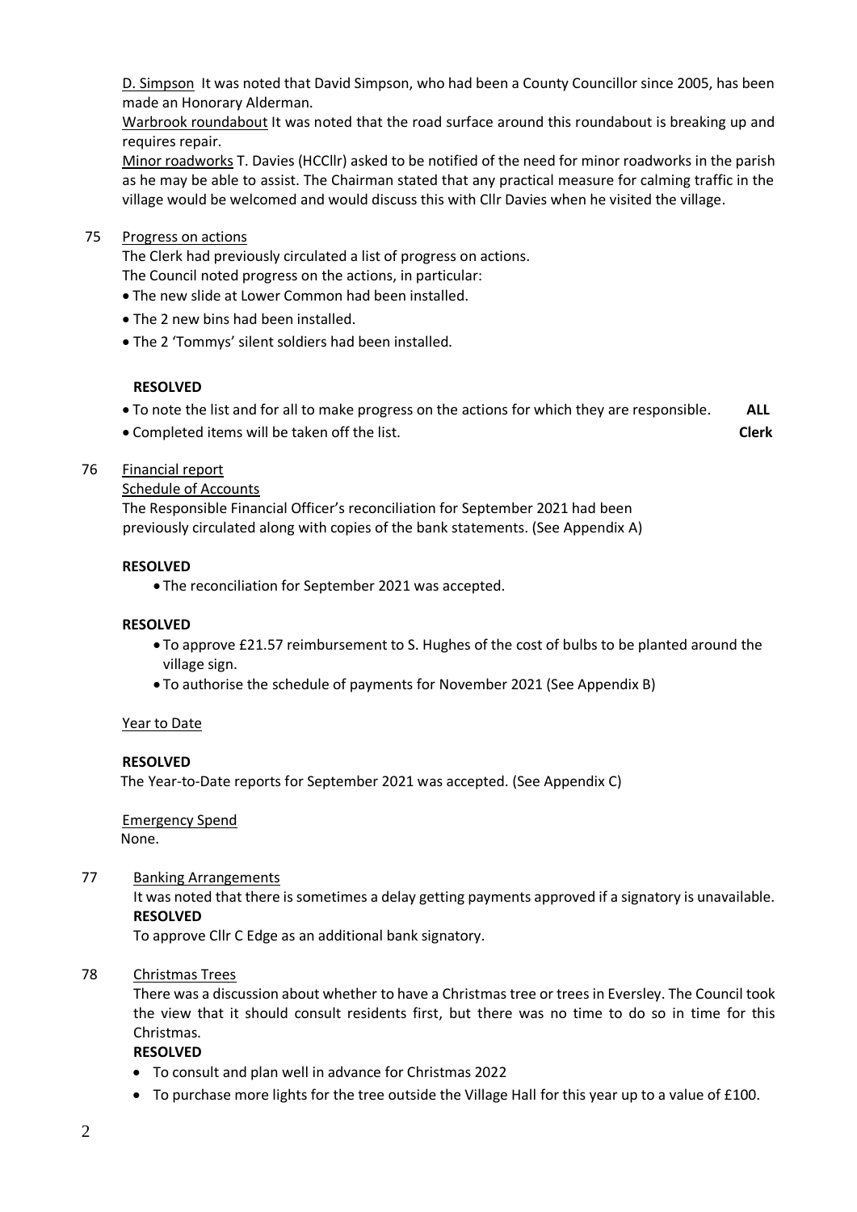D. Simpson It was noted that David Simpson, who had been a County Councillor since 2005, has been made an Honorary Alderman.

Warbrook roundabout It was noted that the road surface around this roundabout is breaking up and requires repair.

Minor roadworks T. Davies (HCCllr) asked to be notified of the need for minor roadworks in the parish as he may be able to assist. The Chairman stated that any practical measure for calming traffic in the village would be welcomed and would discuss this with Cllr Davies when he visited the village.

75 Progress on actions

The Clerk had previously circulated a list of progress on actions.
The Council noted progress on the actions, in particular:

- The new slide at Lower Common had been installed.
- The 2 new bins had been installed.
- The 2 'Tommys' silent soldiers had been installed.

**RESOLVED**

- To note the list and for all to make progress on the actions for which they are responsible. **ALL**
- Completed items will be taken off the list. **Clerk**

76 Financial report

Schedule of Accounts

The Responsible Financial Officer's reconciliation for September 2021 had been previously circulated along with copies of the bank statements. (See Appendix A)

**RESOLVED**

- The reconciliation for September 2021 was accepted.

**RESOLVED**

- To approve £21.57 reimbursement to S. Hughes of the cost of bulbs to be planted around the village sign.
- To authorise the schedule of payments for November 2021 (See Appendix B)

Year to Date

**RESOLVED**

The Year-to-Date reports for September 2021 was accepted. (See Appendix C)

Emergency Spend

None.

77 Banking Arrangements

It was noted that there is sometimes a delay getting payments approved if a signatory is unavailable.

**RESOLVED**

To approve Cllr C Edge as an additional bank signatory.

78 Christmas Trees

There was a discussion about whether to have a Christmas tree or trees in Eversley. The Council took the view that it should consult residents first, but there was no time to do so in time for this Christmas.

**RESOLVED**

- To consult and plan well in advance for Christmas 2022
- To purchase more lights for the tree outside the Village Hall for this year up to a value of £100.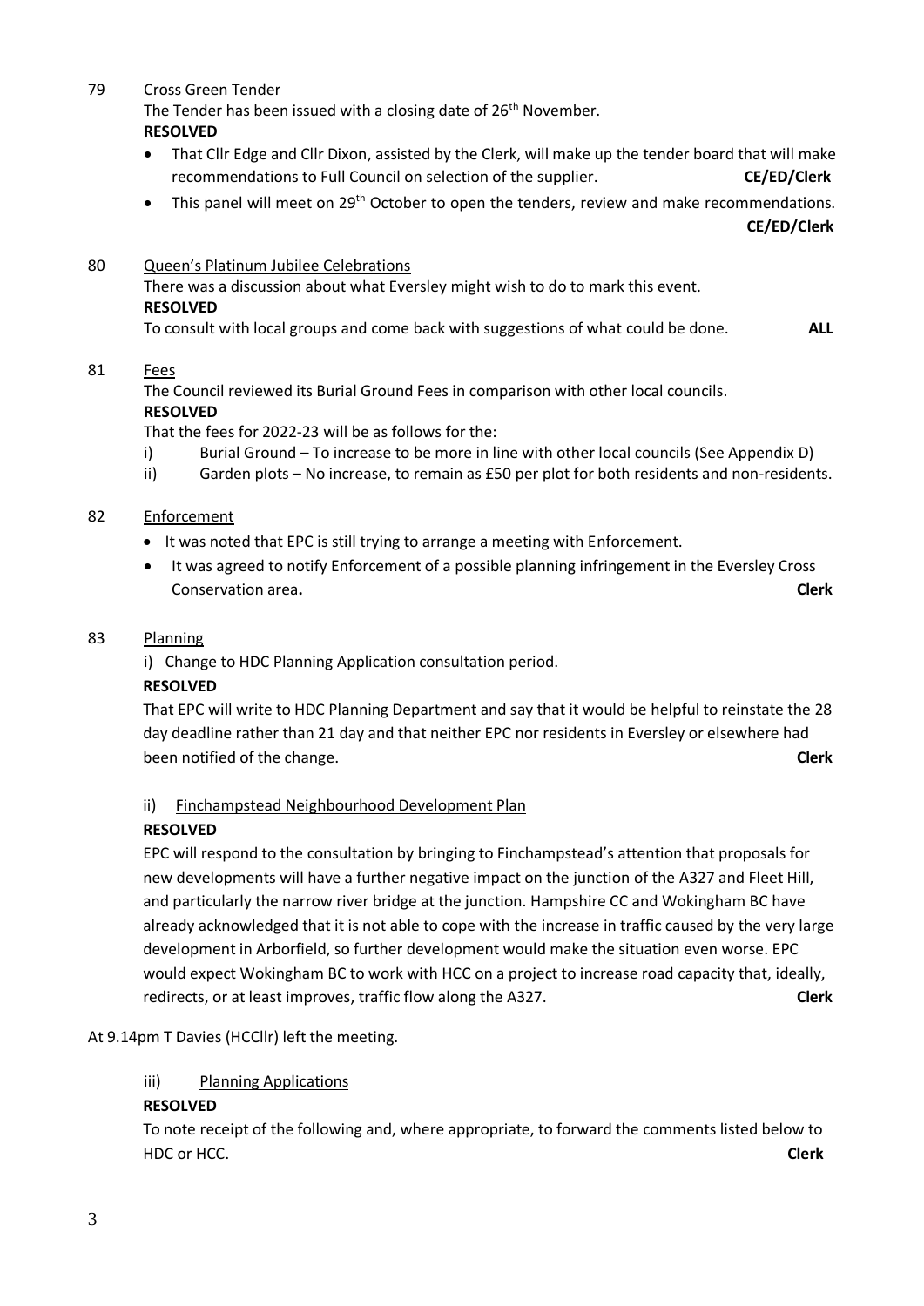79 Cross Green Tender

The Tender has been issued with a closing date of 26th November.

**RESOLVED**

- That Cllr Edge and Cllr Dixon, assisted by the Clerk, will make up the tender board that will make recommendations to Full Council on selection of the supplier. **CE/ED/Clerk**
- This panel will meet on 29th October to open the tenders, review and make recommendations. **CE/ED/Clerk**

80 Queen's Platinum Jubilee Celebrations

There was a discussion about what Eversley might wish to do to mark this event.

**RESOLVED**

To consult with local groups and come back with suggestions of what could be done. **ALL**

81 Fees

The Council reviewed its Burial Ground Fees in comparison with other local councils.

**RESOLVED**

That the fees for 2022-23 will be as follows for the:

i) Burial Ground – To increase to be more in line with other local councils (See Appendix D)
ii) Garden plots – No increase, to remain as £50 per plot for both residents and non-residents.

82 Enforcement

- It was noted that EPC is still trying to arrange a meeting with Enforcement.
- It was agreed to notify Enforcement of a possible planning infringement in the Eversley Cross Conservation area. **Clerk**

83 Planning

i) Change to HDC Planning Application consultation period.

**RESOLVED**

That EPC will write to HDC Planning Department and say that it would be helpful to reinstate the 28 day deadline rather than 21 day and that neither EPC nor residents in Eversley or elsewhere had been notified of the change. **Clerk**

ii) Finchampstead Neighbourhood Development Plan

**RESOLVED**

EPC will respond to the consultation by bringing to Finchampstead's attention that proposals for new developments will have a further negative impact on the junction of the A327 and Fleet Hill, and particularly the narrow river bridge at the junction. Hampshire CC and Wokingham BC have already acknowledged that it is not able to cope with the increase in traffic caused by the very large development in Arborfield, so further development would make the situation even worse. EPC would expect Wokingham BC to work with HCC on a project to increase road capacity that, ideally, redirects, or at least improves, traffic flow along the A327. **Clerk**

At 9.14pm T Davies (HCCllr) left the meeting.

iii) Planning Applications

**RESOLVED**

To note receipt of the following and, where appropriate, to forward the comments listed below to HDC or HCC. **Clerk**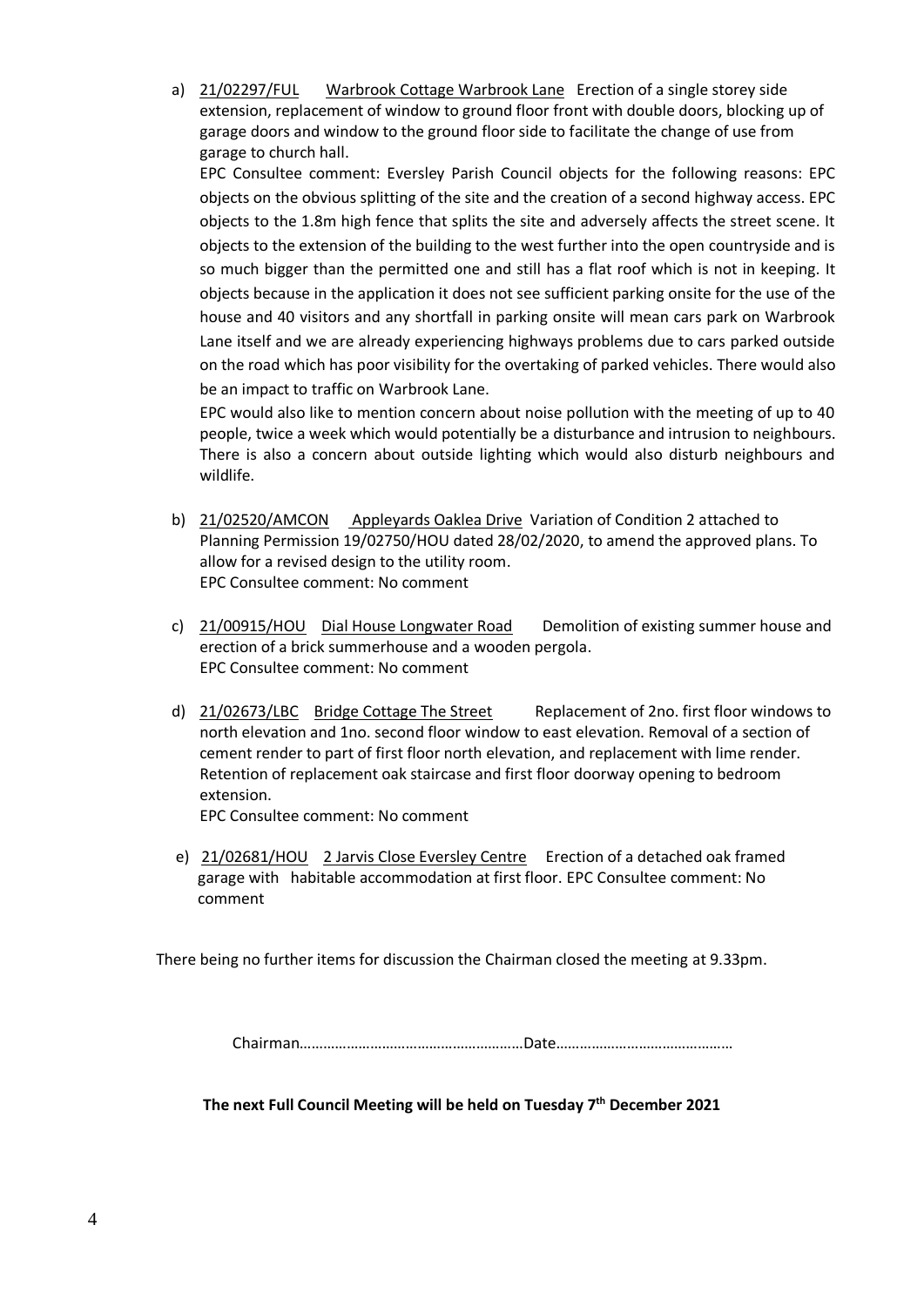a) 21/02297/FUL Warbrook Cottage Warbrook Lane Erection of a single storey side extension, replacement of window to ground floor front with double doors, blocking up of garage doors and window to the ground floor side to facilitate the change of use from garage to church hall.

   EPC Consultee comment: Eversley Parish Council objects for the following reasons: EPC objects on the obvious splitting of the site and the creation of a second highway access. EPC objects to the 1.8m high fence that splits the site and adversely affects the street scene. It objects to the extension of the building to the west further into the open countryside and is so much bigger than the permitted one and still has a flat roof which is not in keeping. It objects because in the application it does not see sufficient parking onsite for the use of the house and 40 visitors and any shortfall in parking onsite will mean cars park on Warbrook Lane itself and we are already experiencing highways problems due to cars parked outside on the road which has poor visibility for the overtaking of parked vehicles. There would also be an impact to traffic on Warbrook Lane.

   EPC would also like to mention concern about noise pollution with the meeting of up to 40 people, twice a week which would potentially be a disturbance and intrusion to neighbours. There is also a concern about outside lighting which would also disturb neighbours and wildlife.

b) 21/02520/AMCON Appleyards Oaklea Drive Variation of Condition 2 attached to Planning Permission 19/02750/HOU dated 28/02/2020, to amend the approved plans. To allow for a revised design to the utility room.
   EPC Consultee comment: No comment

c) 21/00915/HOU Dial House Longwater Road Demolition of existing summer house and erection of a brick summerhouse and a wooden pergola.
   EPC Consultee comment: No comment

d) 21/02673/LBC Bridge Cottage The Street Replacement of 2no. first floor windows to north elevation and 1no. second floor window to east elevation. Removal of a section of cement render to part of first floor north elevation, and replacement with lime render. Retention of replacement oak staircase and first floor doorway opening to bedroom extension.
   EPC Consultee comment: No comment

e) 21/02681/HOU 2 Jarvis Close Eversley Centre Erection of a detached oak framed garage with habitable accommodation at first floor. EPC Consultee comment: No comment

There being no further items for discussion the Chairman closed the meeting at 9.33pm.

Chairman………………………………………………Date………………………………………

**The next Full Council Meeting will be held on Tuesday 7th December 2021**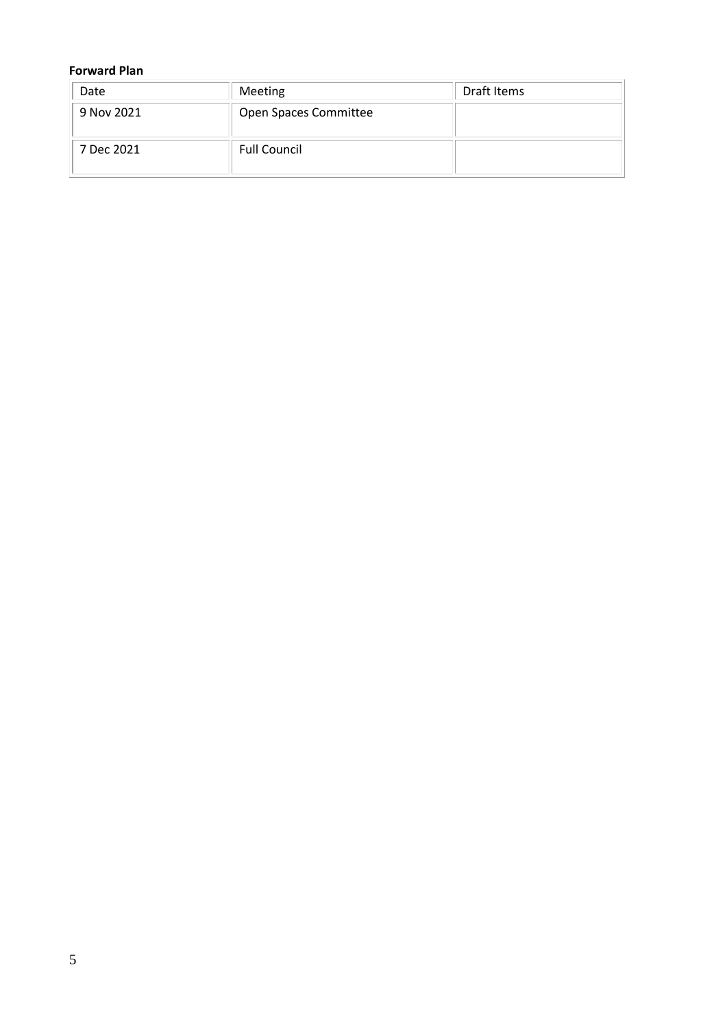**Forward Plan**

| Date | Meeting | Draft Items |
|---|---|---|
| 9 Nov 2021 | Open Spaces Committee | |
| 7 Dec 2021 | Full Council | |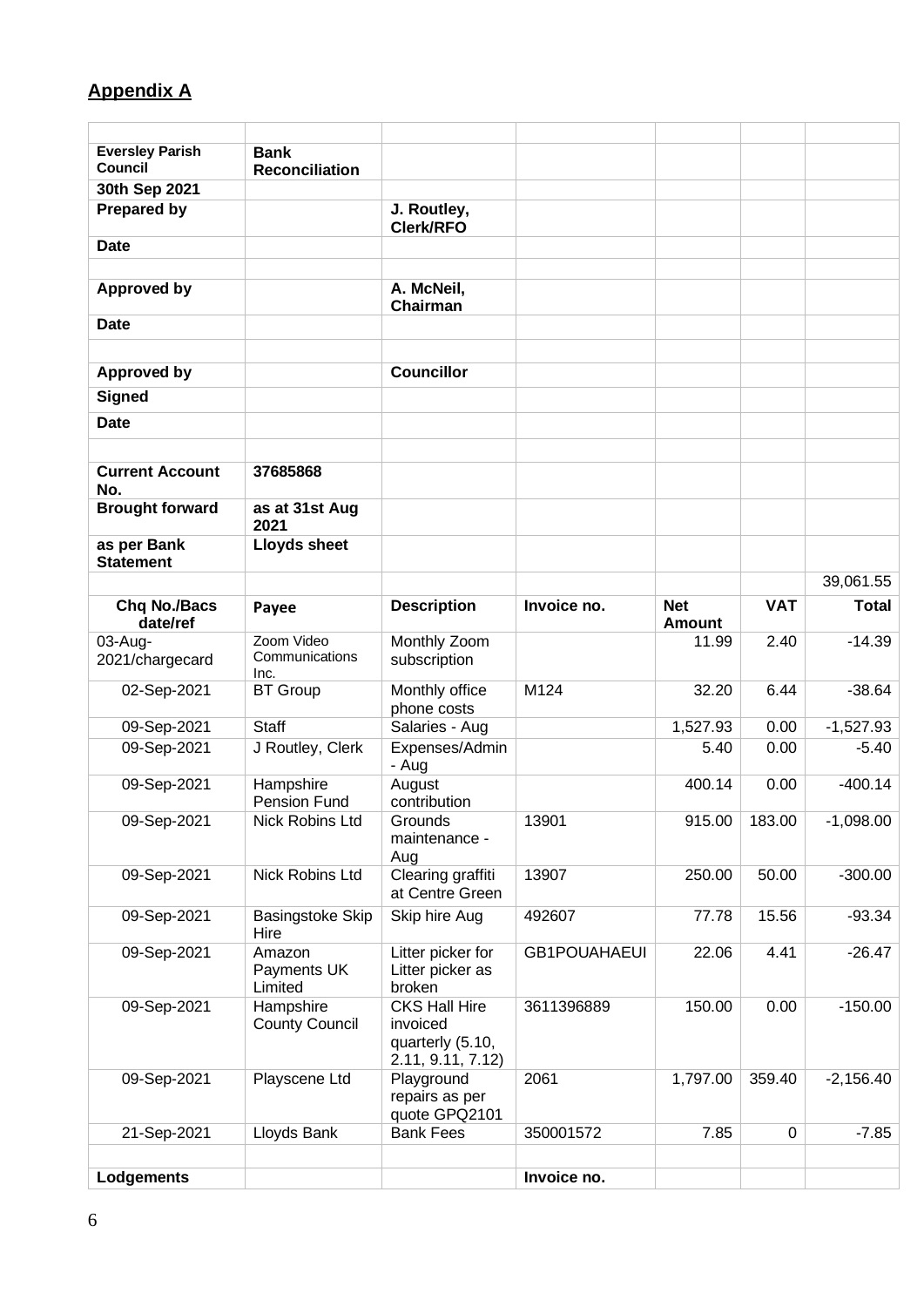## Appendix A

| | | | | | | |
|---|---|---|---|---|---|---|
| **Eversley Parish Council** | **Bank Reconciliation** | | | | | |
| **30th Sep 2021** | | | | | | |
| **Prepared by** | | **J. Routley, Clerk/RFO** | | | | |
| **Date** | | | | | | |
| | | | | | | |
| **Approved by** | | **A. McNeil, Chairman** | | | | |
| **Date** | | | | | | |
| | | | | | | |
| **Approved by** | | **Councillor** | | | | |
| **Signed** | | | | | | |
| **Date** | | | | | | |
| | | | | | | |
| **Current Account No.** | **37685868** | | | | | |
| **Brought forward** | **as at 31st Aug 2021** | | | | | |
| **as per Bank Statement** | **Lloyds sheet** | | | | | |
| | | | | | | 39,061.55 |
| **Chq No./Bacs date/ref** | **Payee** | **Description** | **Invoice no.** | **Net Amount** | **VAT** | **Total** |
| 03-Aug-2021/chargecard | Zoom Video Communications Inc. | Monthly Zoom subscription | | 11.99 | 2.40 | -14.39 |
| 02-Sep-2021 | BT Group | Monthly office phone costs | M124 | 32.20 | 6.44 | -38.64 |
| 09-Sep-2021 | Staff | Salaries - Aug | | 1,527.93 | 0.00 | -1,527.93 |
| 09-Sep-2021 | J Routley, Clerk | Expenses/Admin - Aug | | 5.40 | 0.00 | -5.40 |
| 09-Sep-2021 | Hampshire Pension Fund | August contribution | | 400.14 | 0.00 | -400.14 |
| 09-Sep-2021 | Nick Robins Ltd | Grounds maintenance - Aug | 13901 | 915.00 | 183.00 | -1,098.00 |
| 09-Sep-2021 | Nick Robins Ltd | Clearing graffiti at Centre Green | 13907 | 250.00 | 50.00 | -300.00 |
| 09-Sep-2021 | Basingstoke Skip Hire | Skip hire Aug | 492607 | 77.78 | 15.56 | -93.34 |
| 09-Sep-2021 | Amazon Payments UK Limited | Litter picker for Litter picker as broken | GB1POUAHAEUI | 22.06 | 4.41 | -26.47 |
| 09-Sep-2021 | Hampshire County Council | CKS Hall Hire invoiced quarterly (5.10, 2.11, 9.11, 7.12) | 3611396889 | 150.00 | 0.00 | -150.00 |
| 09-Sep-2021 | Playscene Ltd | Playground repairs as per quote GPQ2101 | 2061 | 1,797.00 | 359.40 | -2,156.40 |
| 21-Sep-2021 | Lloyds Bank | Bank Fees | 350001572 | 7.85 | 0 | -7.85 |
| | | | | | | |
| **Lodgements** | | | **Invoice no.** | | | |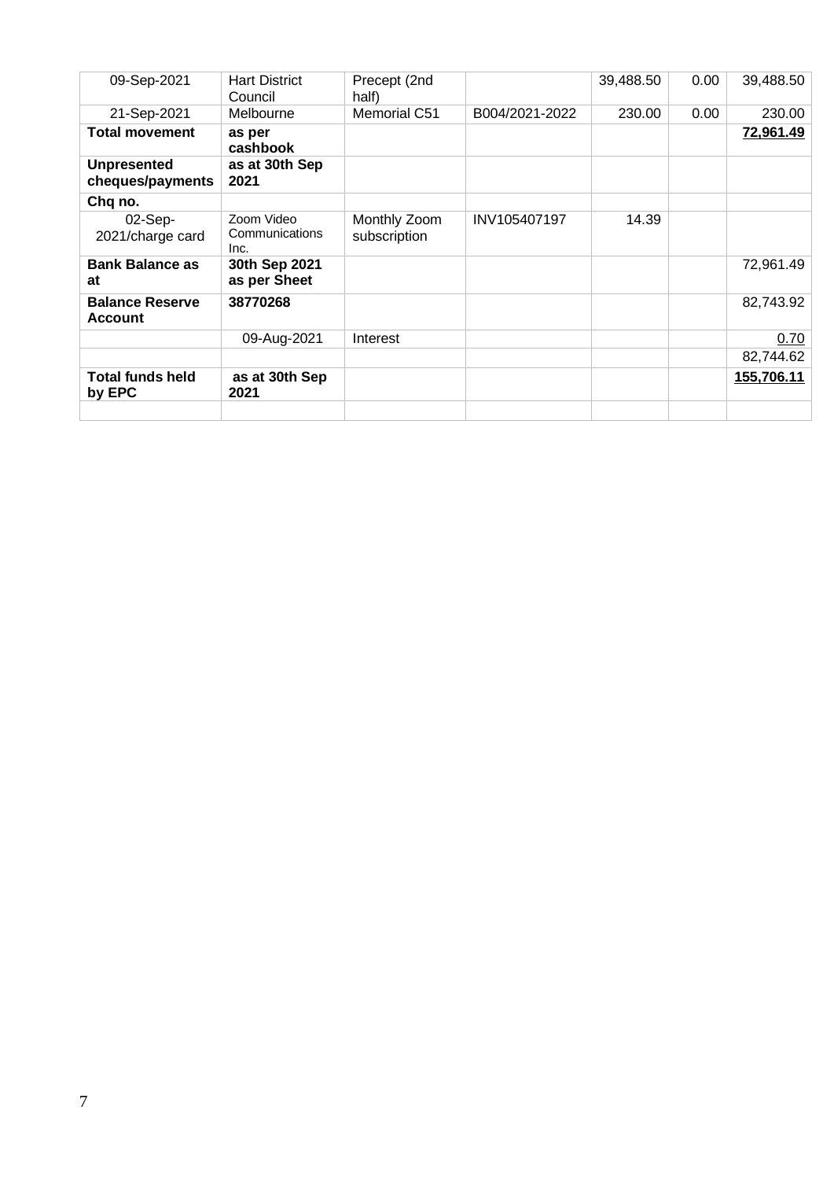| 09-Sep-2021 | Hart District Council | Precept (2nd half) | | 39,488.50 | 0.00 | 39,488.50 |
|---|---|---|---|---|---|---|
| 21-Sep-2021 | Melbourne | Memorial C51 | B004/2021-2022 | 230.00 | 0.00 | 230.00 |
| **Total movement** | **as per cashbook** | | | | | **72,961.49** |
| **Unpresented cheques/payments** | **as at 30th Sep 2021** | | | | | |
| **Chq no.** | | | | | | |
| 02-Sep-2021/charge card | Zoom Video Communications Inc. | Monthly Zoom subscription | INV105407197 | 14.39 | | |
| **Bank Balance as at** | **30th Sep 2021 as per Sheet** | | | | | 72,961.49 |
| **Balance Reserve Account** | **38770268** | | | | | 82,743.92 |
| | 09-Aug-2021 | Interest | | | | 0.70 |
| | | | | | | 82,744.62 |
| **Total funds held by EPC** | **as at 30th Sep 2021** | | | | | **155,706.11** |
| | | | | | | |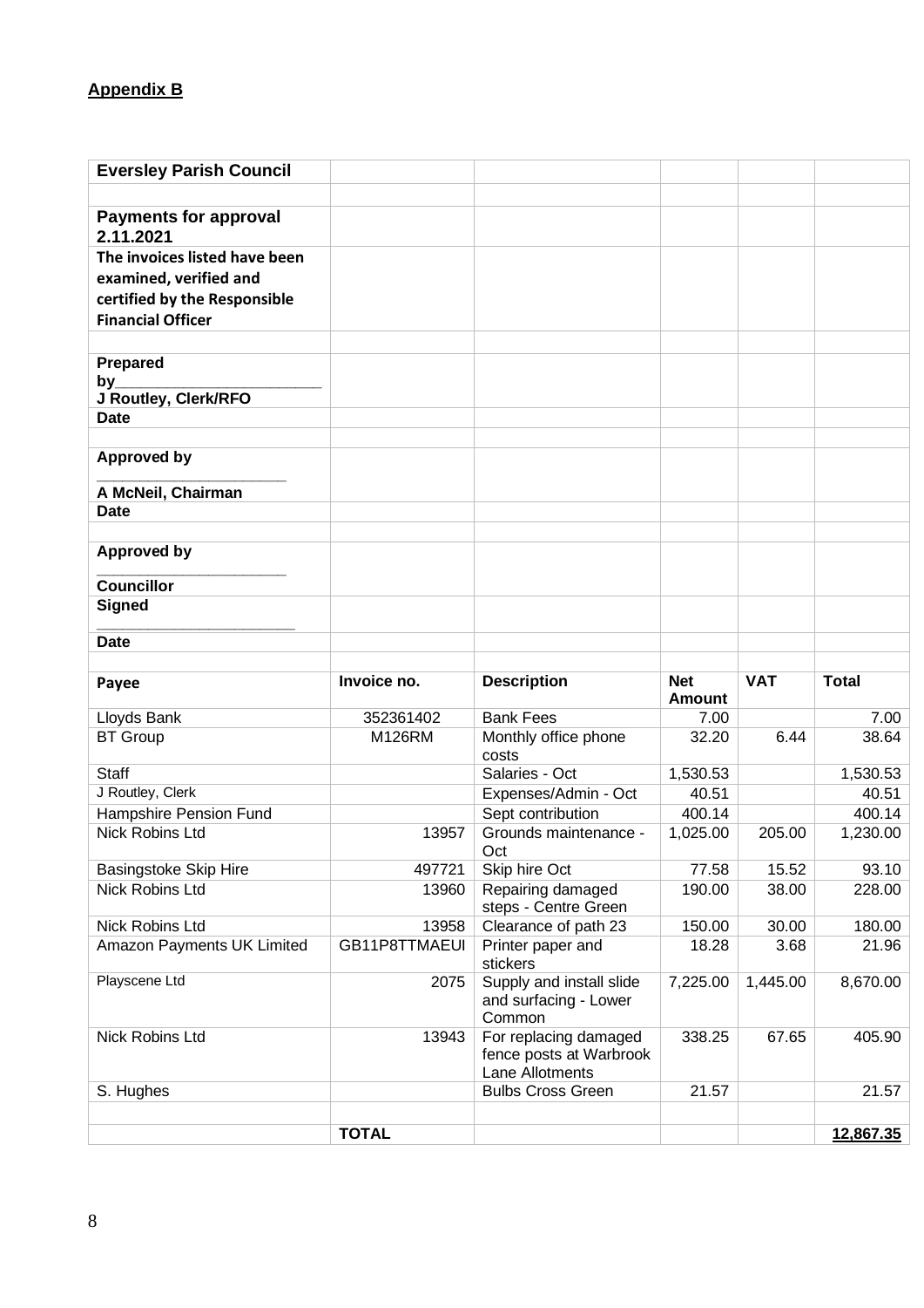**Appendix B**

| **Eversley Parish Council** | | | | | |
|---|---|---|---|---|---|
| | | | | | |
| **Payments for approval 2.11.2021** | | | | | |
| **The invoices listed have been examined, verified and certified by the Responsible Financial Officer** | | | | | |
| | | | | | |
| **Prepared by________________________ J Routley, Clerk/RFO** | | | | | |
| **Date** | | | | | |
| | | | | | |
| **Approved by ______________________ A McNeil, Chairman** | | | | | |
| **Date** | | | | | |
| | | | | | |
| **Approved by ______________________ Councillor** | | | | | |
| **Signed ______________________** | | | | | |
| **Date** | | | | | |
| | | | | | |
| **Payee** | **Invoice no.** | **Description** | **Net Amount** | **VAT** | **Total** |
| Lloyds Bank | 352361402 | Bank Fees | 7.00 | | 7.00 |
| BT Group | M126RM | Monthly office phone costs | 32.20 | 6.44 | 38.64 |
| Staff | | Salaries - Oct | 1,530.53 | | 1,530.53 |
| J Routley, Clerk | | Expenses/Admin - Oct | 40.51 | | 40.51 |
| Hampshire Pension Fund | | Sept contribution | 400.14 | | 400.14 |
| Nick Robins Ltd | 13957 | Grounds maintenance - Oct | 1,025.00 | 205.00 | 1,230.00 |
| Basingstoke Skip Hire | 497721 | Skip hire Oct | 77.58 | 15.52 | 93.10 |
| Nick Robins Ltd | 13960 | Repairing damaged steps - Centre Green | 190.00 | 38.00 | 228.00 |
| Nick Robins Ltd | 13958 | Clearance of path 23 | 150.00 | 30.00 | 180.00 |
| Amazon Payments UK Limited | GB11P8TTMAEUI | Printer paper and stickers | 18.28 | 3.68 | 21.96 |
| Playscene Ltd | 2075 | Supply and install slide and surfacing - Lower Common | 7,225.00 | 1,445.00 | 8,670.00 |
| Nick Robins Ltd | 13943 | For replacing damaged fence posts at Warbrook Lane Allotments | 338.25 | 67.65 | 405.90 |
| S. Hughes | | Bulbs Cross Green | 21.57 | | 21.57 |
| | | | | | |
| | **TOTAL** | | | | **12,867.35** |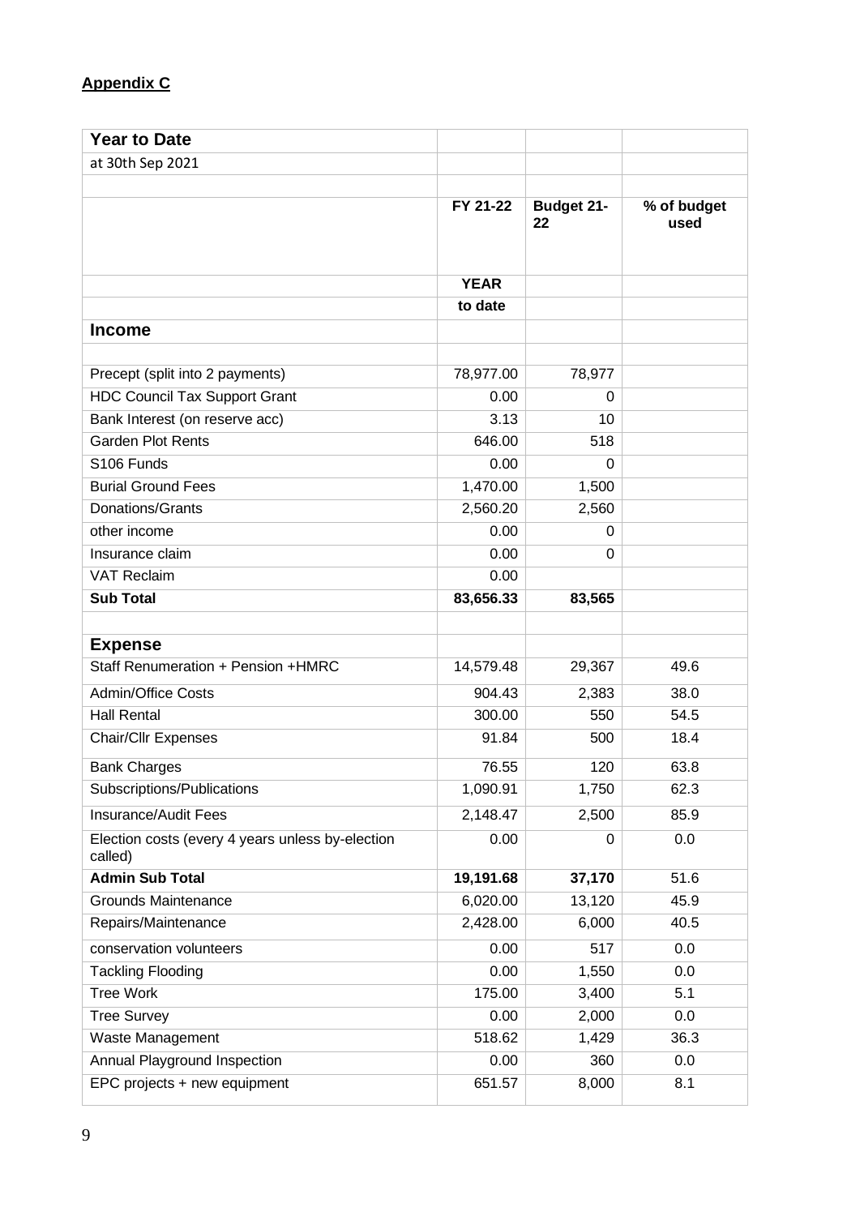**Appendix C**

| Year to Date | | | |
|---|---|---|---|
| at 30th Sep 2021 | | | |
| | | | |
| | FY 21-22 | Budget 21-22 | % of budget used |
| | YEAR | | |
| | to date | | |
| **Income** | | | |
| | | | |
| Precept (split into 2 payments) | 78,977.00 | 78,977 | |
| HDC Council Tax Support Grant | 0.00 | 0 | |
| Bank Interest (on reserve acc) | 3.13 | 10 | |
| Garden Plot Rents | 646.00 | 518 | |
| S106 Funds | 0.00 | 0 | |
| Burial Ground Fees | 1,470.00 | 1,500 | |
| Donations/Grants | 2,560.20 | 2,560 | |
| other income | 0.00 | 0 | |
| Insurance claim | 0.00 | 0 | |
| VAT Reclaim | 0.00 | | |
| **Sub Total** | **83,656.33** | **83,565** | |
| | | | |
| **Expense** | | | |
| Staff Renumeration + Pension +HMRC | 14,579.48 | 29,367 | 49.6 |
| Admin/Office Costs | 904.43 | 2,383 | 38.0 |
| Hall Rental | 300.00 | 550 | 54.5 |
| Chair/Cllr Expenses | 91.84 | 500 | 18.4 |
| Bank Charges | 76.55 | 120 | 63.8 |
| Subscriptions/Publications | 1,090.91 | 1,750 | 62.3 |
| Insurance/Audit Fees | 2,148.47 | 2,500 | 85.9 |
| Election costs (every 4 years unless by-election called) | 0.00 | 0 | 0.0 |
| **Admin Sub Total** | **19,191.68** | **37,170** | 51.6 |
| Grounds Maintenance | 6,020.00 | 13,120 | 45.9 |
| Repairs/Maintenance | 2,428.00 | 6,000 | 40.5 |
| conservation volunteers | 0.00 | 517 | 0.0 |
| Tackling Flooding | 0.00 | 1,550 | 0.0 |
| Tree Work | 175.00 | 3,400 | 5.1 |
| Tree Survey | 0.00 | 2,000 | 0.0 |
| Waste Management | 518.62 | 1,429 | 36.3 |
| Annual Playground Inspection | 0.00 | 360 | 0.0 |
| EPC projects + new equipment | 651.57 | 8,000 | 8.1 |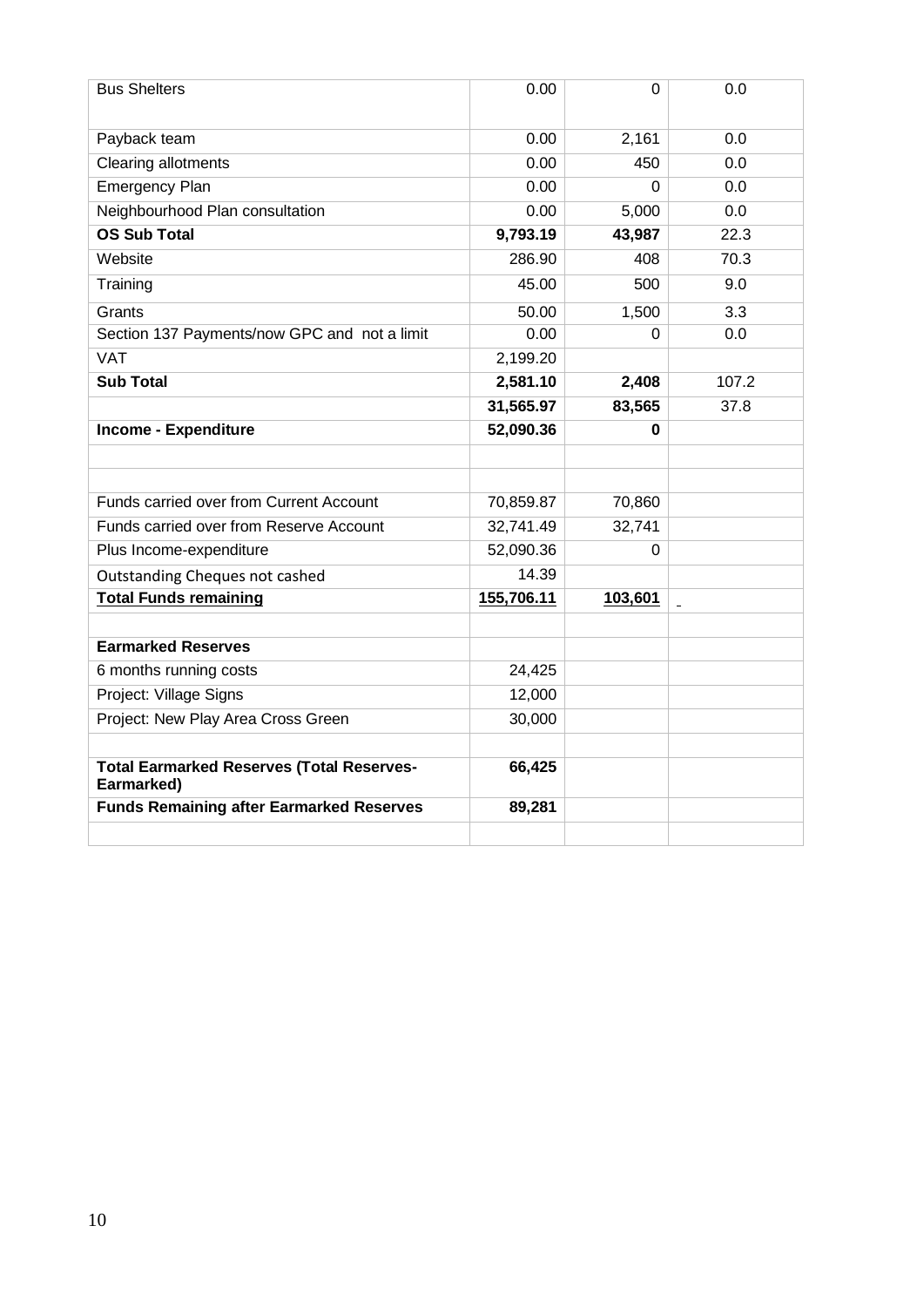| | | | |
|---|---|---|---|
| Bus Shelters | 0.00 | 0 | 0.0 |
| Payback team | 0.00 | 2,161 | 0.0 |
| Clearing allotments | 0.00 | 450 | 0.0 |
| Emergency Plan | 0.00 | 0 | 0.0 |
| Neighbourhood Plan consultation | 0.00 | 5,000 | 0.0 |
| **OS Sub Total** | **9,793.19** | **43,987** | 22.3 |
| Website | 286.90 | 408 | 70.3 |
| Training | 45.00 | 500 | 9.0 |
| Grants | 50.00 | 1,500 | 3.3 |
| Section 137 Payments/now GPC and not a limit | 0.00 | 0 | 0.0 |
| VAT | 2,199.20 | | |
| **Sub Total** | **2,581.10** | **2,408** | 107.2 |
| | **31,565.97** | **83,565** | 37.8 |
| **Income - Expenditure** | **52,090.36** | **0** | |
| | | | |
| | | | |
| Funds carried over from Current Account | 70,859.87 | 70,860 | |
| Funds carried over from Reserve Account | 32,741.49 | 32,741 | |
| Plus Income-expenditure | 52,090.36 | 0 | |
| Outstanding Cheques not cashed | 14.39 | | |
| **Total Funds remaining** | **155,706.11** | **103,601** | |
| | | | |
| **Earmarked Reserves** | | | |
| 6 months running costs | 24,425 | | |
| Project: Village Signs | 12,000 | | |
| Project: New Play Area Cross Green | 30,000 | | |
| | | | |
| **Total Earmarked Reserves (Total Reserves-Earmarked)** | **66,425** | | |
| **Funds Remaining after Earmarked Reserves** | **89,281** | | |
| | | | |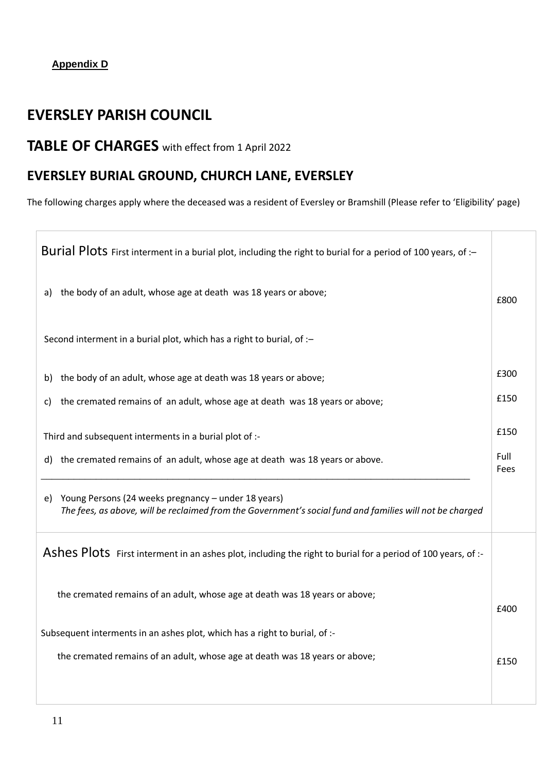**Appendix D**

# EVERSLEY PARISH COUNCIL

## TABLE OF CHARGES with effect from 1 April 2022

## EVERSLEY BURIAL GROUND, CHURCH LANE, EVERSLEY

The following charges apply where the deceased was a resident of Eversley or Bramshill (Please refer to 'Eligibility' page)

| | |
|---|---|
| **Burial Plots** First interment in a burial plot, including the right to burial for a period of 100 years, of :– | |
| a) the body of an adult, whose age at death was 18 years or above; | £800 |
| Second interment in a burial plot, which has a right to burial, of :– | |
| b) the body of an adult, whose age at death was 18 years or above; | £300 |
| c) the cremated remains of an adult, whose age at death was 18 years or above; | £150 |
| Third and subsequent interments in a burial plot of :- | £150 |
| d) the cremated remains of an adult, whose age at death was 18 years or above. | Full Fees |
| e) Young Persons (24 weeks pregnancy – under 18 years) *The fees, as above, will be reclaimed from the Government's social fund and families will not be charged* | |
| **Ashes Plots** First interment in an ashes plot, including the right to burial for a period of 100 years, of :- | |
| the cremated remains of an adult, whose age at death was 18 years or above; | £400 |
| Subsequent interments in an ashes plot, which has a right to burial, of :- | |
| the cremated remains of an adult, whose age at death was 18 years or above; | £150 |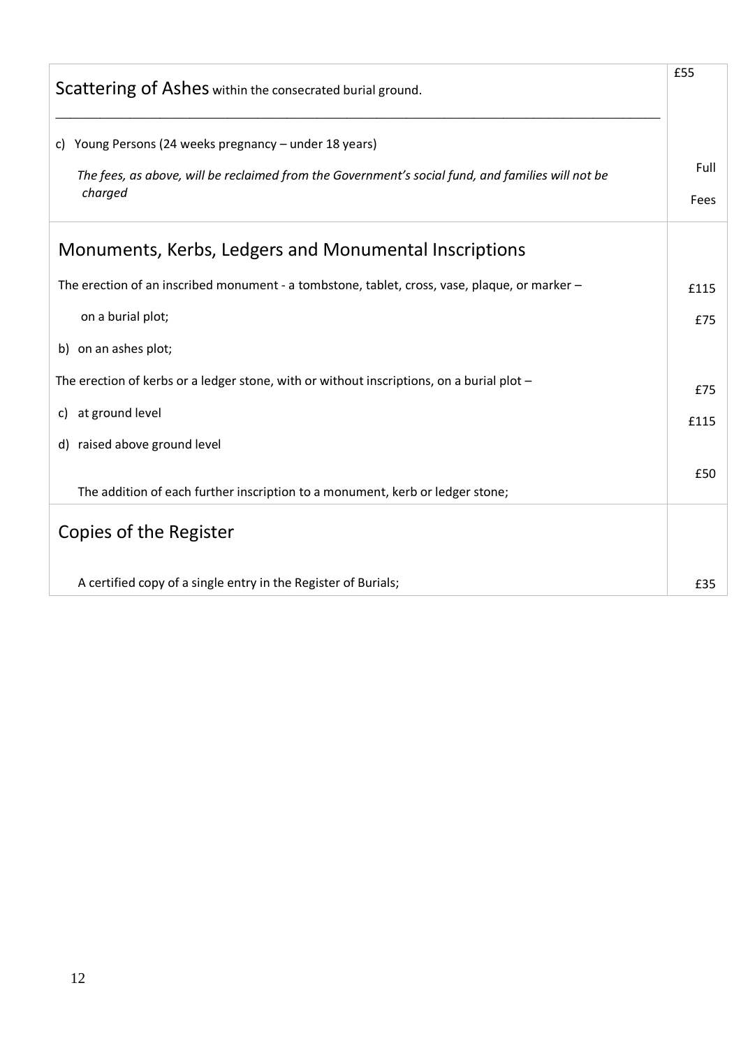| | |
|---|---|
| Scattering of Ashes within the consecrated burial ground. | £55 |
| c) Young Persons (24 weeks pregnancy – under 18 years)<br>*The fees, as above, will be reclaimed from the Government's social fund, and families will not be charged* | Full Fees |
| **Monuments, Kerbs, Ledgers and Monumental Inscriptions** | |
| The erection of an inscribed monument - a tombstone, tablet, cross, vase, plaque, or marker – | |
| on a burial plot; | £115 |
| b) on an ashes plot; | £75 |
| The erection of kerbs or a ledger stone, with or without inscriptions, on a burial plot – | |
| c) at ground level | £75 |
| d) raised above ground level | £115 |
| The addition of each further inscription to a monument, kerb or ledger stone; | £50 |
| **Copies of the Register** | |
| A certified copy of a single entry in the Register of Burials; | £35 |